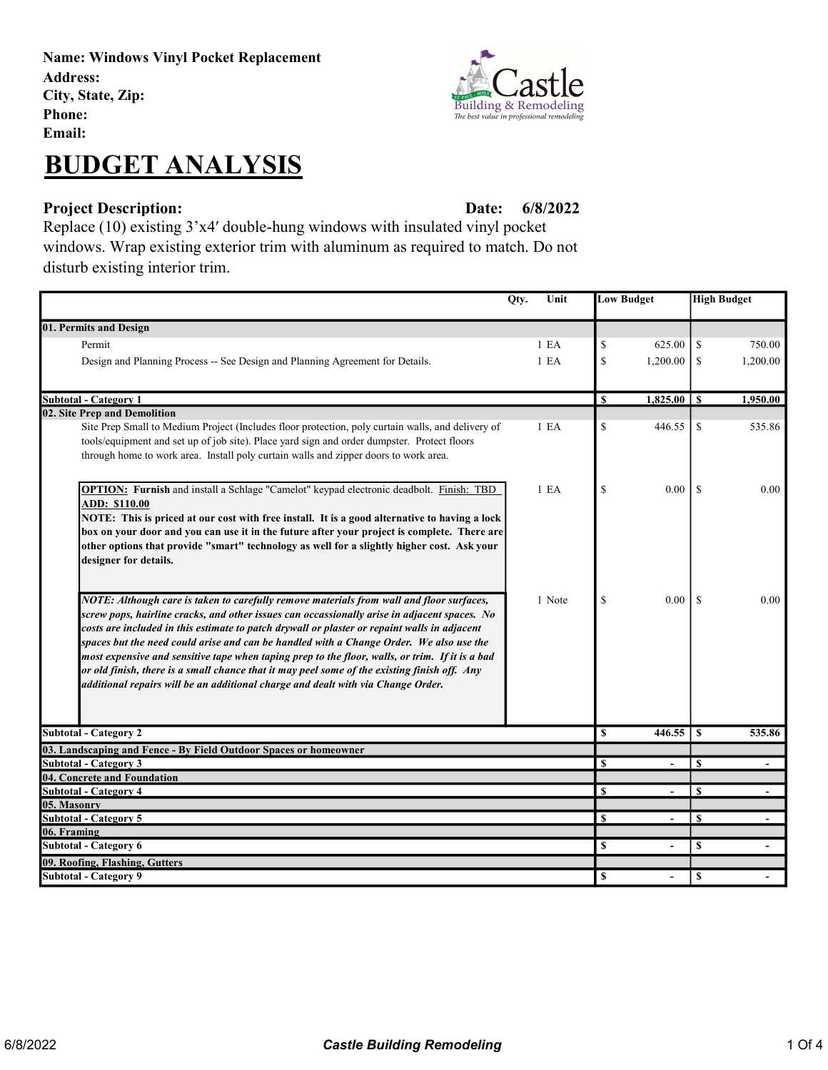**Name: Windows Vinyl Pocket Replacement**
**Address:**
**City, State, Zip:**
**Phone:**
**Email:**

# BUDGET ANALYSIS

**Project Description:** **Date: 6/8/2022**

Replace (10) existing 3'x4′ double-hung windows with insulated vinyl pocket windows. Wrap existing exterior trim with aluminum as required to match. Do not disturb existing interior trim.

| | Qty. | Unit | Low Budget | High Budget |
|---|---|---|---|---|
| **01. Permits and Design** | | | | |
| Permit | 1 | EA | $ 625.00 | $ 750.00 |
| Design and Planning Process -- See Design and Planning Agreement for Details. | 1 | EA | $ 1,200.00 | $ 1,200.00 |
| **Subtotal - Category 1** | | | **$ 1,825.00** | **$ 1,950.00** |
| **02. Site Prep and Demolition** | | | | |
| Site Prep Small to Medium Project (Includes floor protection, poly curtain walls, and delivery of tools/equipment and set up of job site). Place yard sign and order dumpster. Protect floors through home to work area. Install poly curtain walls and zipper doors to work area. | 1 | EA | $ 446.55 | $ 535.86 |
| **OPTION: Furnish** and install a Schlage "Camelot" keypad electronic deadbolt. Finish: TBD **ADD: $110.00** **NOTE: This is priced at our cost with free install. It is a good alternative to having a lock box on your door and you can use it in the future after your project is complete. There are other options that provide "smart" technology as well for a slightly higher cost. Ask your designer for details.** | 1 | EA | $ 0.00 | $ 0.00 |
| ***NOTE: Although care is taken to carefully remove materials from wall and floor surfaces, screw pops, hairline cracks, and other issues can occassionally arise in adjacent spaces. No costs are included in this estimate to patch drywall or plaster or repaint walls in adjacent spaces but the need could arise and can be handled with a Change Order. We also use the most expensive and sensitive tape when taping prep to the floor, walls, or trim. If it is a bad or old finish, there is a small chance that it may peel some of the existing finish off. Any additional repairs will be an additional charge and dealt with via Change Order.*** | 1 | Note | $ 0.00 | $ 0.00 |
| **Subtotal - Category 2** | | | **$ 446.55** | **$ 535.86** |
| **03. Landscaping and Fence - By Field Outdoor Spaces or homeowner** | | | | |
| **Subtotal - Category 3** | | | **$ -** | **$ -** |
| **04. Concrete and Foundation** | | | | |
| **Subtotal - Category 4** | | | **$ -** | **$ -** |
| **05. Masonry** | | | | |
| **Subtotal - Category 5** | | | **$ -** | **$ -** |
| **06. Framing** | | | | |
| **Subtotal - Category 6** | | | **$ -** | **$ -** |
| **09. Roofing, Flashing, Gutters** | | | | |
| **Subtotal - Category 9** | | | **$ -** | **$ -** |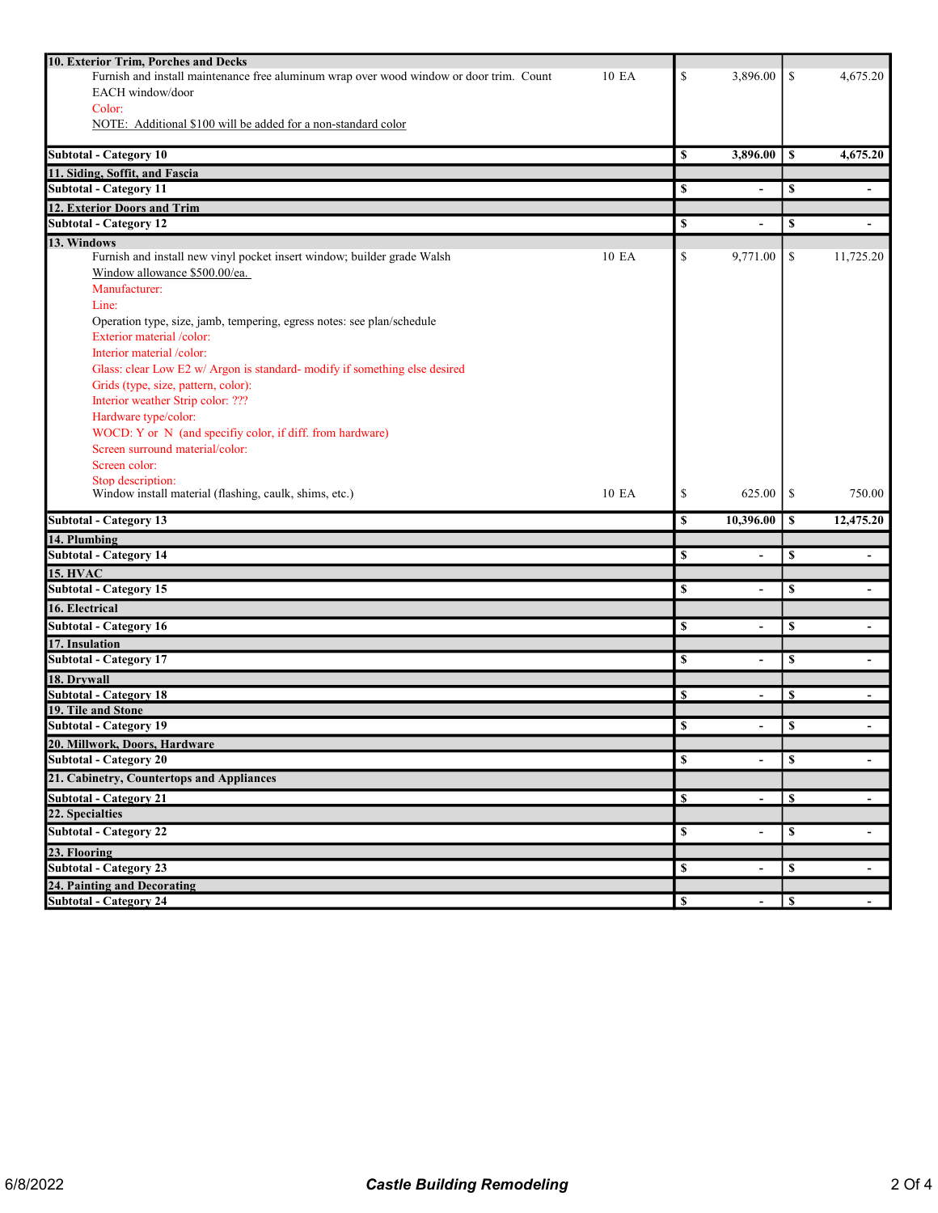| Description | Qty | Cost | Price |
|---|---|---|---|
| **10. Exterior Trim, Porches and Decks** | | | |
| Furnish and install maintenance free aluminum wrap over wood window or door trim. Count EACH window/door<br>Color:<br>NOTE: Additional $100 will be added for a non-standard color | 10 EA | $ 3,896.00 | $ 4,675.20 |
| **Subtotal - Category 10** | | **$ 3,896.00** | **$ 4,675.20** |
| **11. Siding, Soffit, and Fascia** | | | |
| **Subtotal - Category 11** | | **$ -** | **$ -** |
| **12. Exterior Doors and Trim** | | | |
| **Subtotal - Category 12** | | **$ -** | **$ -** |
| **13. Windows** | | | |
| Furnish and install new vinyl pocket insert window; builder grade Walsh<br>Window allowance $500.00/ea.<br>Manufacturer:<br>Line:<br>Operation type, size, jamb, tempering, egress notes: see plan/schedule<br>Exterior material /color:<br>Interior material /color:<br>Glass: clear Low E2 w/ Argon is standard- modify if something else desired<br>Grids (type, size, pattern, color):<br>Interior weather Strip color: ???<br>Hardware type/color:<br>WOCD: Y or N (and specifiy color, if diff. from hardware)<br>Screen surround material/color:<br>Screen color:<br>Stop description: | 10 EA | $ 9,771.00 | $ 11,725.20 |
| Window install material (flashing, caulk, shims, etc.) | 10 EA | $ 625.00 | $ 750.00 |
| **Subtotal - Category 13** | | **$ 10,396.00** | **$ 12,475.20** |
| **14. Plumbing** | | | |
| **Subtotal - Category 14** | | **$ -** | **$ -** |
| **15. HVAC** | | | |
| **Subtotal - Category 15** | | **$ -** | **$ -** |
| **16. Electrical** | | | |
| **Subtotal - Category 16** | | **$ -** | **$ -** |
| **17. Insulation** | | | |
| **Subtotal - Category 17** | | **$ -** | **$ -** |
| **18. Drywall** | | | |
| **Subtotal - Category 18** | | **$ -** | **$ -** |
| **19. Tile and Stone** | | | |
| **Subtotal - Category 19** | | **$ -** | **$ -** |
| **20. Millwork, Doors, Hardware** | | | |
| **Subtotal - Category 20** | | **$ -** | **$ -** |
| **21. Cabinetry, Countertops and Appliances** | | | |
| **Subtotal - Category 21** | | **$ -** | **$ -** |
| **22. Specialties** | | | |
| **Subtotal - Category 22** | | **$ -** | **$ -** |
| **23. Flooring** | | | |
| **Subtotal - Category 23** | | **$ -** | **$ -** |
| **24. Painting and Decorating** | | | |
| **Subtotal - Category 24** | | **$ -** | **$ -** |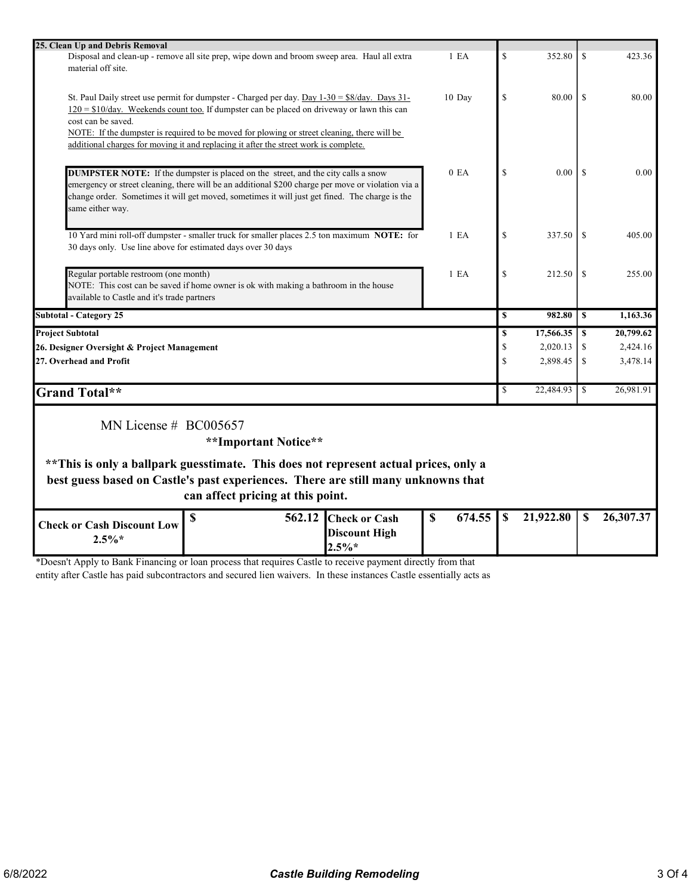| Description | Qty | Low | High |
|---|---|---|---|
| **25. Clean Up and Debris Removal** | | | |
| Disposal and clean-up - remove all site prep, wipe down and broom sweep area. Haul all extra material off site. | 1 EA | $ 352.80 | $ 423.36 |
| St. Paul Daily street use permit for dumpster - Charged per day. Day 1-30 = $8/day. Days 31-120 = $10/day. Weekends count too. If dumpster can be placed on driveway or lawn this can cost can be saved. NOTE: If the dumpster is required to be moved for plowing or street cleaning, there will be additional charges for moving it and replacing it after the street work is complete. | 10 Day | $ 80.00 | $ 80.00 |
| **DUMPSTER NOTE:** If the dumpster is placed on the street, and the city calls a snow emergency or street cleaning, there will be an additional $200 charge per move or violation via a change order. Sometimes it will get moved, sometimes it will just get fined. The charge is the same either way. | 0 EA | $ 0.00 | $ 0.00 |
| 10 Yard mini roll-off dumpster - smaller truck for smaller places 2.5 ton maximum **NOTE:** for 30 days only. Use line above for estimated days over 30 days | 1 EA | $ 337.50 | $ 405.00 |
| Regular portable restroom (one month) NOTE: This cost can be saved if home owner is ok with making a bathroom in the house available to Castle and it's trade partners | 1 EA | $ 212.50 | $ 255.00 |
| **Subtotal - Category 25** | | **$ 982.80** | **$ 1,163.36** |
| **Project Subtotal** | | **$ 17,566.35** | **$ 20,799.62** |
| **26. Designer Oversight & Project Management** | | $ 2,020.13 | $ 2,424.16 |
| **27. Overhead and Profit** | | $ 2,898.45 | $ 3,478.14 |
| **Grand Total**** | | $ 22,484.93 | $ 26,981.91 |

MN License # BC005657

**\*\*Important Notice\*\***

**\*\*This is only a ballpark guesstimate. This does not represent actual prices, only a best guess based on Castle's past experiences. There are still many unknowns that can affect pricing at this point.**

| Check or Cash Discount Low 2.5%* | Amount | Check or Cash Discount High 2.5%* | Amount | Low | High |
|---|---|---|---|---|---|
| **Check or Cash Discount Low 2.5%*** | **$ 562.12** | **Check or Cash Discount High 2.5%*** | **$ 674.55** | **$ 21,922.80** | **$ 26,307.37** |

*Doesn't Apply to Bank Financing or loan process that requires Castle to receive payment directly from that entity after Castle has paid subcontractors and secured lien waivers. In these instances Castle essentially acts as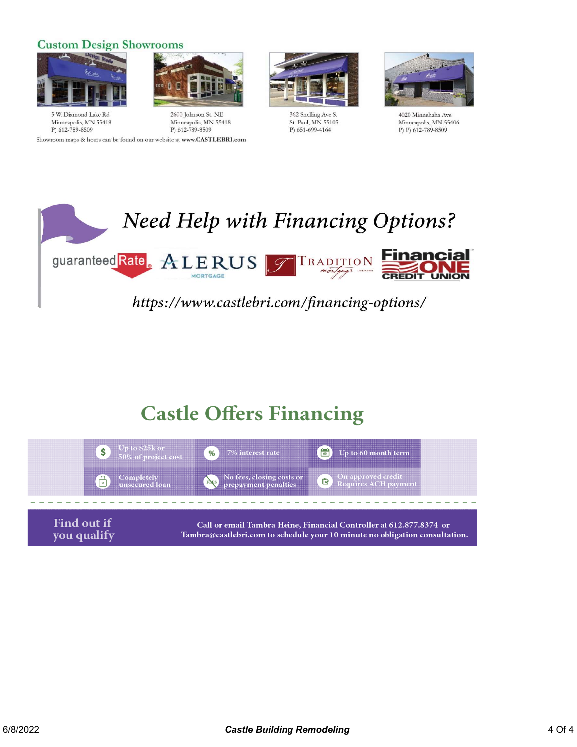## Custom Design Showrooms

5 W. Diamond Lake Rd
Minneapolis, MN 55419
P) 612-789-8509

2600 Johnson St. NE
Minneapolis, MN 55418
P) 612-789-8509

362 Snelling Ave S.
St. Paul, MN 55105
P) 651-699-4164

4020 Minnehaha Ave
Minneapolis, MN 55406
P) P) 612-789-8509

Showroom maps & hours can be found on our website at **www.CASTLEBRI.com**

## *Need Help with Financing Options?*

guaranteedRate ALERUS MORTGAGE TRADITION mortgage Financial ONE CREDIT UNION

*https://www.castlebri.com/financing-options/*

## Castle Offers Financing

- Up to $25k or 50% of project cost
- 7% interest rate
- Up to 60 month term
- Completely unsecured loan
- No fees, closing costs or prepayment penalties
- On approved credit Requires ACH payment

**Find out if you qualify**

**Call or email Tambra Heine, Financial Controller at 612.877.8374 or Tambra@castlebri.com to schedule your 10 minute no obligation consultation.**